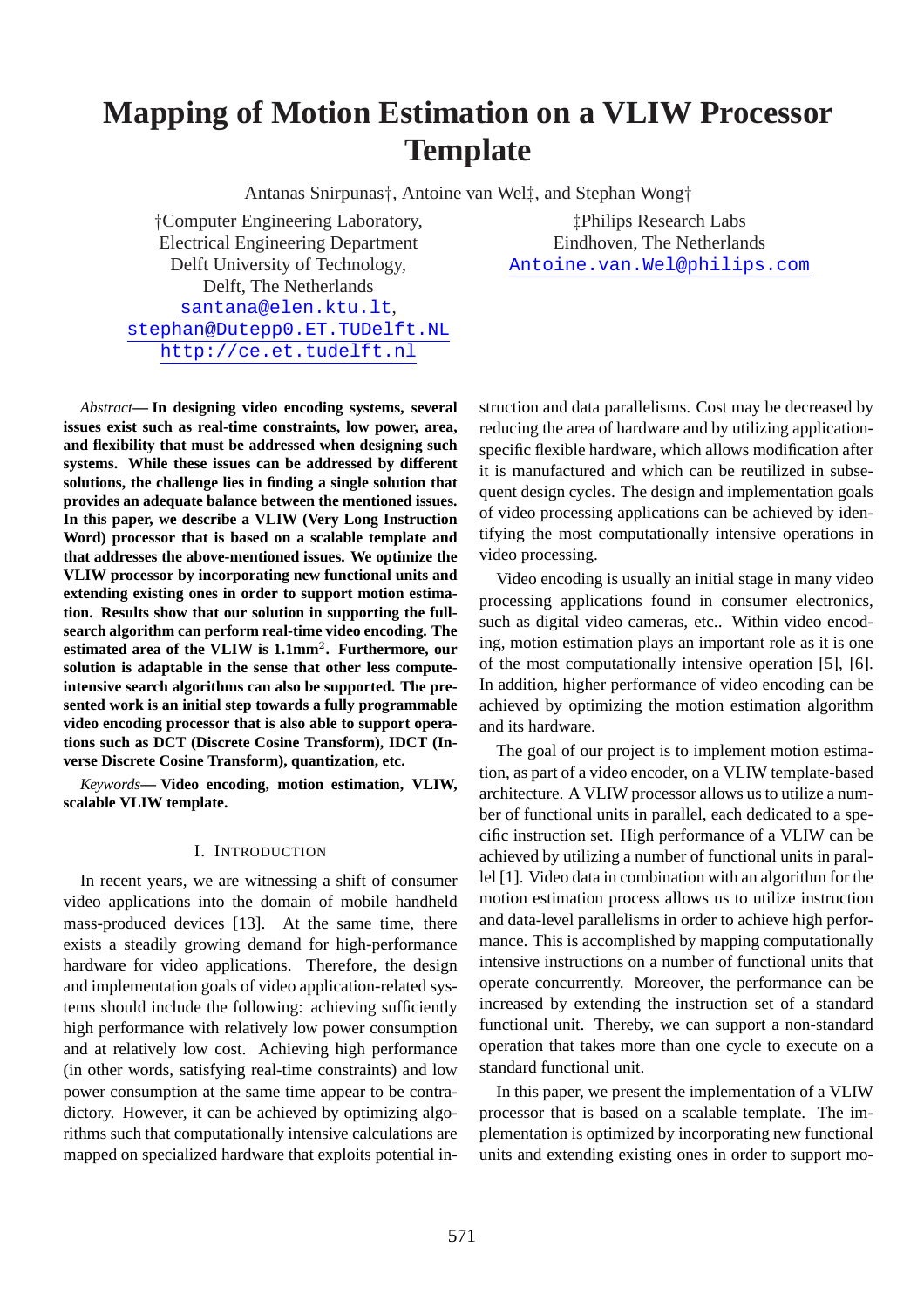# Mapping of Motion Estimation on a VLIW Processor Template

Antanas Snirpunas†, Antoine van Wel‡, and Stephan Wong†

†Computer Engineering Laboratory,
Electrical Engineering Department
Delft University of Technology,
Delft, The Netherlands
santana@elen.ktu.lt,
stephan@Dutepp0.ET.TUDelft.NL
http://ce.et.tudelft.nl

‡Philips Research Labs
Eindhoven, The Netherlands
Antoine.van.Wel@philips.com

*Abstract*— **In designing video encoding systems, several issues exist such as real-time constraints, low power, area, and flexibility that must be addressed when designing such systems. While these issues can be addressed by different solutions, the challenge lies in finding a single solution that provides an adequate balance between the mentioned issues. In this paper, we describe a VLIW (Very Long Instruction Word) processor that is based on a scalable template and that addresses the above-mentioned issues. We optimize the VLIW processor by incorporating new functional units and extending existing ones in order to support motion estimation. Results show that our solution in supporting the full-search algorithm can perform real-time video encoding. The estimated area of the VLIW is 1.1mm$^2$. Furthermore, our solution is adaptable in the sense that other less compute-intensive search algorithms can also be supported. The presented work is an initial step towards a fully programmable video encoding processor that is also able to support operations such as DCT (Discrete Cosine Transform), IDCT (Inverse Discrete Cosine Transform), quantization, etc.**

*Keywords*— **Video encoding, motion estimation, VLIW, scalable VLIW template.**

## I. Introduction

In recent years, we are witnessing a shift of consumer video applications into the domain of mobile handheld mass-produced devices [13]. At the same time, there exists a steadily growing demand for high-performance hardware for video applications. Therefore, the design and implementation goals of video application-related systems should include the following: achieving sufficiently high performance with relatively low power consumption and at relatively low cost. Achieving high performance (in other words, satisfying real-time constraints) and low power consumption at the same time appear to be contradictory. However, it can be achieved by optimizing algorithms such that computationally intensive calculations are mapped on specialized hardware that exploits potential instruction and data parallelisms. Cost may be decreased by reducing the area of hardware and by utilizing application-specific flexible hardware, which allows modification after it is manufactured and which can be reutilized in subsequent design cycles. The design and implementation goals of video processing applications can be achieved by identifying the most computationally intensive operations in video processing.

Video encoding is usually an initial stage in many video processing applications found in consumer electronics, such as digital video cameras, etc.. Within video encoding, motion estimation plays an important role as it is one of the most computationally intensive operation [5], [6]. In addition, higher performance of video encoding can be achieved by optimizing the motion estimation algorithm and its hardware.

The goal of our project is to implement motion estimation, as part of a video encoder, on a VLIW template-based architecture. A VLIW processor allows us to utilize a number of functional units in parallel, each dedicated to a specific instruction set. High performance of a VLIW can be achieved by utilizing a number of functional units in parallel [1]. Video data in combination with an algorithm for the motion estimation process allows us to utilize instruction and data-level parallelisms in order to achieve high performance. This is accomplished by mapping computationally intensive instructions on a number of functional units that operate concurrently. Moreover, the performance can be increased by extending the instruction set of a standard functional unit. Thereby, we can support a non-standard operation that takes more than one cycle to execute on a standard functional unit.

In this paper, we present the implementation of a VLIW processor that is based on a scalable template. The implementation is optimized by incorporating new functional units and extending existing ones in order to support mo-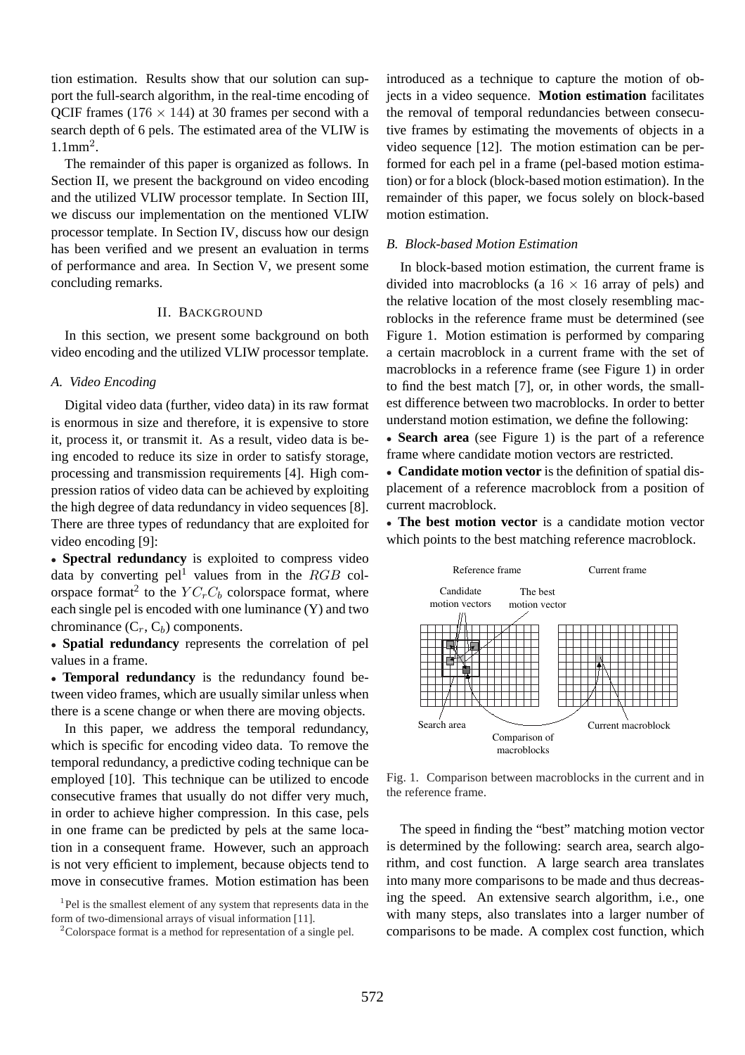tion estimation. Results show that our solution can support the full-search algorithm, in the real-time encoding of QCIF frames ($176 \times 144$) at 30 frames per second with a search depth of 6 pels. The estimated area of the VLIW is 1.1mm$^2$.

The remainder of this paper is organized as follows. In Section II, we present the background on video encoding and the utilized VLIW processor template. In Section III, we discuss our implementation on the mentioned VLIW processor template. In Section IV, discuss how our design has been verified and we present an evaluation in terms of performance and area. In Section V, we present some concluding remarks.

## II. Background

In this section, we present some background on both video encoding and the utilized VLIW processor template.

### A. Video Encoding

Digital video data (further, video data) in its raw format is enormous in size and therefore, it is expensive to store it, process it, or transmit it. As a result, video data is being encoded to reduce its size in order to satisfy storage, processing and transmission requirements [4]. High compression ratios of video data can be achieved by exploiting the high degree of data redundancy in video sequences [8]. There are three types of redundancy that are exploited for video encoding [9]:

- **Spectral redundancy** is exploited to compress video data by converting pel[1] values from in the $RGB$ colorspace format[2] to the $YC_rC_b$ colorspace format, where each single pel is encoded with one luminance (Y) and two chrominance ($C_r$, $C_b$) components.
- **Spatial redundancy** represents the correlation of pel values in a frame.
- **Temporal redundancy** is the redundancy found between video frames, which are usually similar unless when there is a scene change or when there are moving objects.

In this paper, we address the temporal redundancy, which is specific for encoding video data. To remove the temporal redundancy, a predictive coding technique can be employed [10]. This technique can be utilized to encode consecutive frames that usually do not differ very much, in order to achieve higher compression. In this case, pels in one frame can be predicted by pels at the same location in a consequent frame. However, such an approach is not very efficient to implement, because objects tend to move in consecutive frames. Motion estimation has been introduced as a technique to capture the motion of objects in a video sequence. **Motion estimation** facilitates the removal of temporal redundancies between consecutive frames by estimating the movements of objects in a video sequence [12]. The motion estimation can be performed for each pel in a frame (pel-based motion estimation) or for a block (block-based motion estimation). In the remainder of this paper, we focus solely on block-based motion estimation.

[1] Pel is the smallest element of any system that represents data in the form of two-dimensional arrays of visual information [11].

[2] Colorspace format is a method for representation of a single pel.

### B. Block-based Motion Estimation

In block-based motion estimation, the current frame is divided into macroblocks (a $16 \times 16$ array of pels) and the relative location of the most closely resembling macroblocks in the reference frame must be determined (see Figure 1. Motion estimation is performed by comparing a certain macroblock in a current frame with the set of macroblocks in a reference frame (see Figure 1) in order to find the best match [7], or, in other words, the smallest difference between two macroblocks. In order to better understand motion estimation, we define the following:

- **Search area** (see Figure 1) is the part of a reference frame where candidate motion vectors are restricted.
- **Candidate motion vector** is the definition of spatial displacement of a reference macroblock from a position of current macroblock.
- **The best motion vector** is a candidate motion vector which points to the best matching reference macroblock.

Fig. 1. Comparison between macroblocks in the current and in the reference frame.

The speed in finding the "best" matching motion vector is determined by the following: search area, search algorithm, and cost function. A large search area translates into many more comparisons to be made and thus decreasing the speed. An extensive search algorithm, i.e., one with many steps, also translates into a larger number of comparisons to be made. A complex cost function, which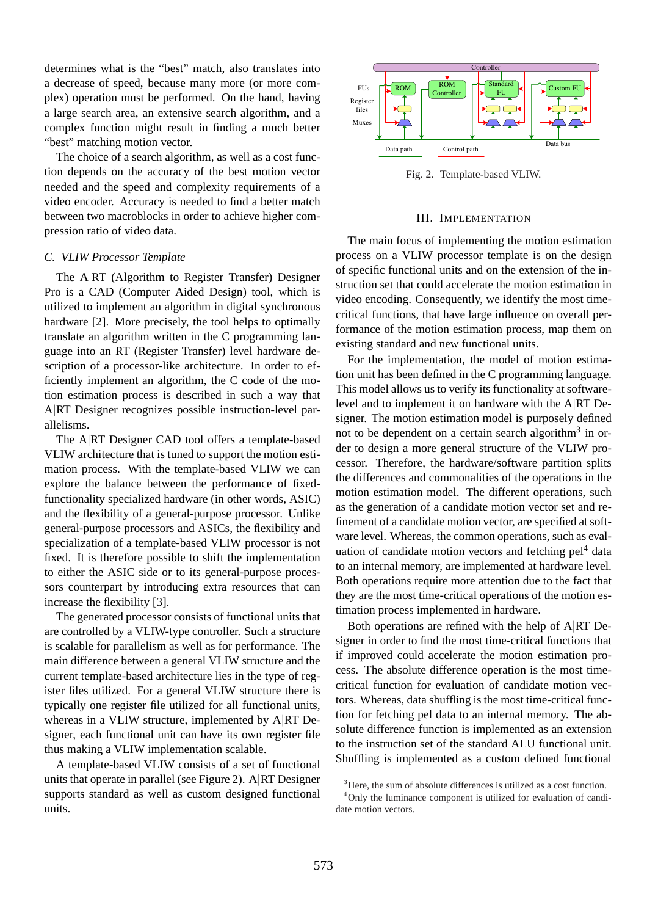determines what is the "best" match, also translates into a decrease of speed, because many more (or more complex) operation must be performed. On the hand, having a large search area, an extensive search algorithm, and a complex function might result in finding a much better "best" matching motion vector.

The choice of a search algorithm, as well as a cost function depends on the accuracy of the best motion vector needed and the speed and complexity requirements of a video encoder. Accuracy is needed to find a better match between two macroblocks in order to achieve higher compression ratio of video data.

### C. VLIW Processor Template

The A|RT (Algorithm to Register Transfer) Designer Pro is a CAD (Computer Aided Design) tool, which is utilized to implement an algorithm in digital synchronous hardware [2]. More precisely, the tool helps to optimally translate an algorithm written in the C programming language into an RT (Register Transfer) level hardware description of a processor-like architecture. In order to efficiently implement an algorithm, the C code of the motion estimation process is described in such a way that A|RT Designer recognizes possible instruction-level parallelisms.

The A|RT Designer CAD tool offers a template-based VLIW architecture that is tuned to support the motion estimation process. With the template-based VLIW we can explore the balance between the performance of fixed-functionality specialized hardware (in other words, ASIC) and the flexibility of a general-purpose processor. Unlike general-purpose processors and ASICs, the flexibility and specialization of a template-based VLIW processor is not fixed. It is therefore possible to shift the implementation to either the ASIC side or to its general-purpose processors counterpart by introducing extra resources that can increase the flexibility [3].

The generated processor consists of functional units that are controlled by a VLIW-type controller. Such a structure is scalable for parallelism as well as for performance. The main difference between a general VLIW structure and the current template-based architecture lies in the type of register files utilized. For a general VLIW structure there is typically one register file utilized for all functional units, whereas in a VLIW structure, implemented by A|RT Designer, each functional unit can have its own register file thus making a VLIW implementation scalable.

A template-based VLIW consists of a set of functional units that operate in parallel (see Figure 2). A|RT Designer supports standard as well as custom designed functional units.

Fig. 2. Template-based VLIW.

## III. Implementation

The main focus of implementing the motion estimation process on a VLIW processor template is on the design of specific functional units and on the extension of the instruction set that could accelerate the motion estimation in video encoding. Consequently, we identify the most time-critical functions, that have large influence on overall performance of the motion estimation process, map them on existing standard and new functional units.

For the implementation, the model of motion estimation unit has been defined in the C programming language. This model allows us to verify its functionality at software-level and to implement it on hardware with the A|RT Designer. The motion estimation model is purposely defined not to be dependent on a certain search algorithm[3] in order to design a more general structure of the VLIW processor. Therefore, the hardware/software partition splits the differences and commonalities of the operations in the motion estimation model. The different operations, such as the generation of a candidate motion vector set and refinement of a candidate motion vector, are specified at software level. Whereas, the common operations, such as evaluation of candidate motion vectors and fetching pel[4] data to an internal memory, are implemented at hardware level. Both operations require more attention due to the fact that they are the most time-critical operations of the motion estimation process implemented in hardware.

Both operations are refined with the help of A|RT Designer in order to find the most time-critical functions that if improved could accelerate the motion estimation process. The absolute difference operation is the most time-critical function for evaluation of candidate motion vectors. Whereas, data shuffling is the most time-critical function for fetching pel data to an internal memory. The absolute difference function is implemented as an extension to the instruction set of the standard ALU functional unit. Shuffling is implemented as a custom defined functional

[3] Here, the sum of absolute differences is utilized as a cost function.

[4] Only the luminance component is utilized for evaluation of candidate motion vectors.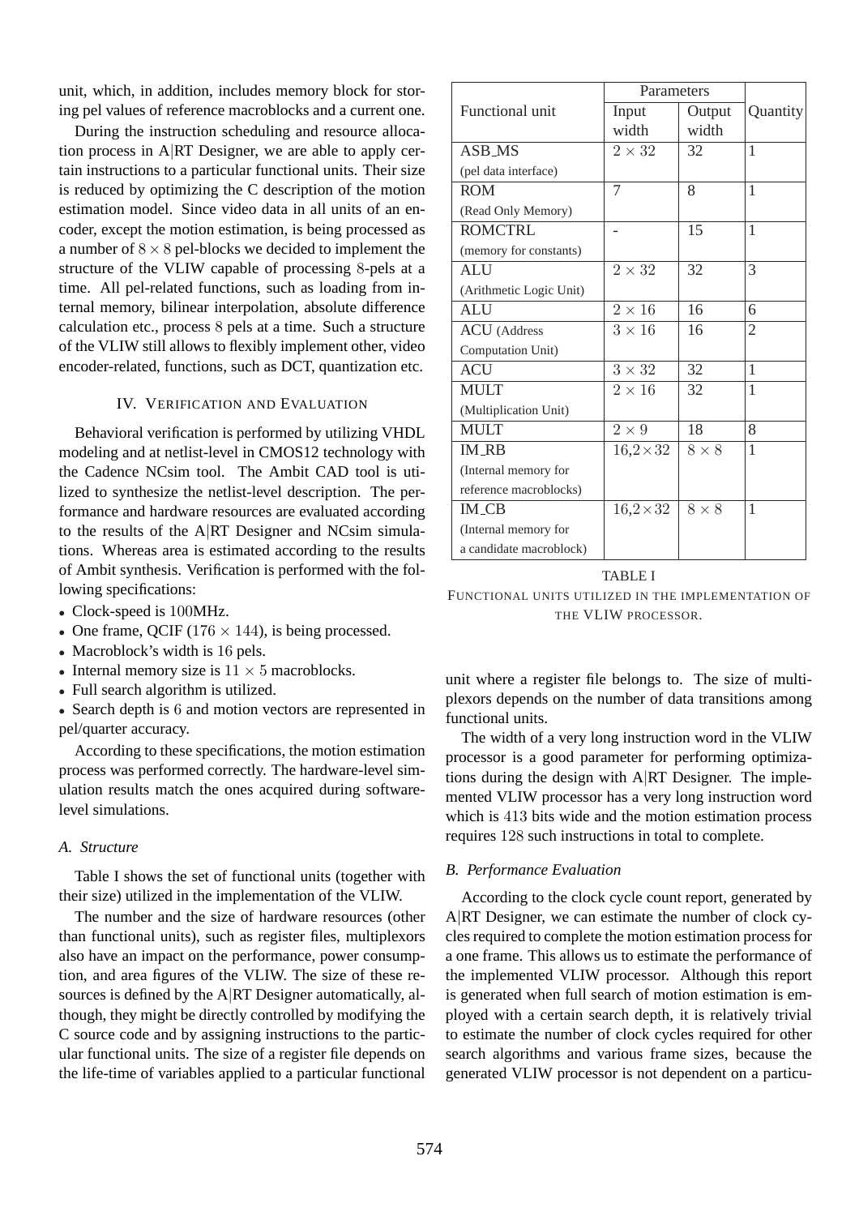unit, which, in addition, includes memory block for storing pel values of reference macroblocks and a current one.

During the instruction scheduling and resource allocation process in A|RT Designer, we are able to apply certain instructions to a particular functional units. Their size is reduced by optimizing the C description of the motion estimation model. Since video data in all units of an encoder, except the motion estimation, is being processed as a number of $8 \times 8$ pel-blocks we decided to implement the structure of the VLIW capable of processing $8$-pels at a time. All pel-related functions, such as loading from internal memory, bilinear interpolation, absolute difference calculation etc., process $8$ pels at a time. Such a structure of the VLIW still allows to flexibly implement other, video encoder-related, functions, such as DCT, quantization etc.

## IV. Verification and Evaluation

Behavioral verification is performed by utilizing VHDL modeling and at netlist-level in CMOS12 technology with the Cadence NCsim tool. The Ambit CAD tool is utilized to synthesize the netlist-level description. The performance and hardware resources are evaluated according to the results of the A|RT Designer and NCsim simulations. Whereas area is estimated according to the results of Ambit synthesis. Verification is performed with the following specifications:

- Clock-speed is $100$MHz.
- One frame, QCIF ($176 \times 144$), is being processed.
- Macroblock's width is $16$ pels.
- Internal memory size is $11 \times 5$ macroblocks.
- Full search algorithm is utilized.
- Search depth is $6$ and motion vectors are represented in pel/quarter accuracy.

According to these specifications, the motion estimation process was performed correctly. The hardware-level simulation results match the ones acquired during software-level simulations.

### A. Structure

Table I shows the set of functional units (together with their size) utilized in the implementation of the VLIW.

| Functional unit | Parameters | | Quantity |
|---|---|---|---|
| | Input width | Output width | |
| ASB_MS (pel data interface) | $2 \times 32$ | 32 | 1 |
| ROM (Read Only Memory) | 7 | 8 | 1 |
| ROMCTRL (memory for constants) | - | 15 | 1 |
| ALU (Arithmetic Logic Unit) | $2 \times 32$ | 32 | 3 |
| ALU | $2 \times 16$ | 16 | 6 |
| ACU (Address Computation Unit) | $3 \times 16$ | 16 | 2 |
| ACU | $3 \times 32$ | 32 | 1 |
| MULT (Multiplication Unit) | $2 \times 16$ | 32 | 1 |
| MULT | $2 \times 9$ | 18 | 8 |
| IM_RB (Internal memory for reference macroblocks) | $16{,}2 \times 32$ | $8 \times 8$ | 1 |
| IM_CB (Internal memory for a candidate macroblock) | $16{,}2 \times 32$ | $8 \times 8$ | 1 |

TABLE I

Functional units utilized in the implementation of the VLIW processor.

The number and the size of hardware resources (other than functional units), such as register files, multiplexors also have an impact on the performance, power consumption, and area figures of the VLIW. The size of these resources is defined by the A|RT Designer automatically, although, they might be directly controlled by modifying the C source code and by assigning instructions to the particular functional units. The size of a register file depends on the life-time of variables applied to a particular functional unit where a register file belongs to. The size of multiplexors depends on the number of data transitions among functional units.

The width of a very long instruction word in the VLIW processor is a good parameter for performing optimizations during the design with A|RT Designer. The implemented VLIW processor has a very long instruction word which is $413$ bits wide and the motion estimation process requires $128$ such instructions in total to complete.

### B. Performance Evaluation

According to the clock cycle count report, generated by A|RT Designer, we can estimate the number of clock cycles required to complete the motion estimation process for a one frame. This allows us to estimate the performance of the implemented VLIW processor. Although this report is generated when full search of motion estimation is employed with a certain search depth, it is relatively trivial to estimate the number of clock cycles required for other search algorithms and various frame sizes, because the generated VLIW processor is not dependent on a particu-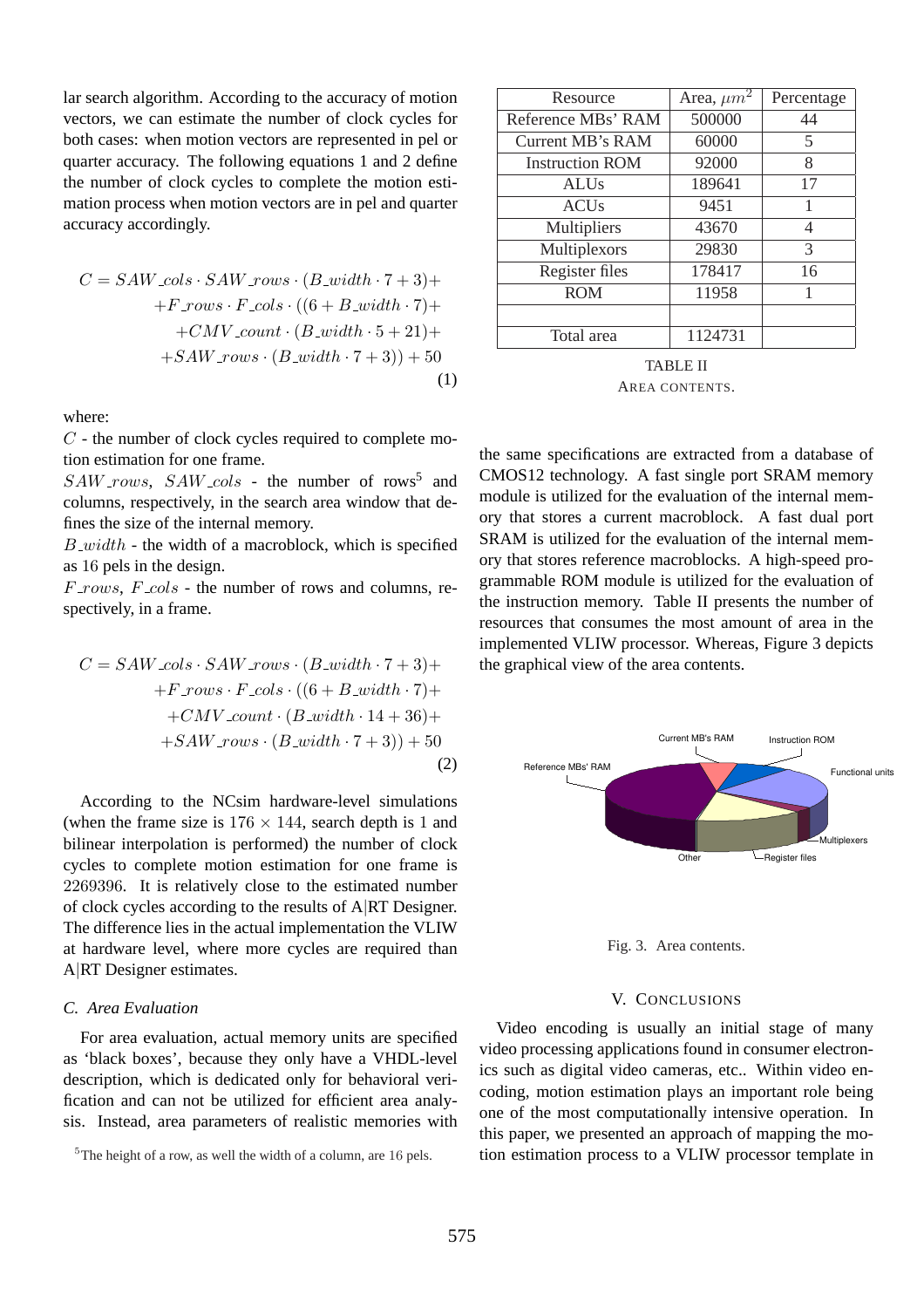lar search algorithm. According to the accuracy of motion vectors, we can estimate the number of clock cycles for both cases: when motion vectors are represented in pel or quarter accuracy. The following equations 1 and 2 define the number of clock cycles to complete the motion estimation process when motion vectors are in pel and quarter accuracy accordingly.

$$
\begin{aligned}
C = SAW\_cols \cdot SAW\_rows \cdot (B\_width \cdot 7 + 3) + \\
+ F\_rows \cdot F\_cols \cdot ((6 + B\_width \cdot 7) + \\
+ CMV\_count \cdot (B\_width \cdot 5 + 21) + \\
+ SAW\_rows \cdot (B\_width \cdot 7 + 3)) + 50
\end{aligned}
\tag{1}
$$

where:

$C$ - the number of clock cycles required to complete motion estimation for one frame.

$SAW\_rows$, $SAW\_cols$ - the number of rows[5] and columns, respectively, in the search area window that defines the size of the internal memory.

$B\_width$ - the width of a macroblock, which is specified as 16 pels in the design.

$F\_rows$, $F\_cols$ - the number of rows and columns, respectively, in a frame.

$$
\begin{aligned}
C = SAW\_cols \cdot SAW\_rows \cdot (B\_width \cdot 7 + 3) + \\
+ F\_rows \cdot F\_cols \cdot ((6 + B\_width \cdot 7) + \\
+ CMV\_count \cdot (B\_width \cdot 14 + 36) + \\
+ SAW\_rows \cdot (B\_width \cdot 7 + 3)) + 50
\end{aligned}
\tag{2}
$$

According to the NCsim hardware-level simulations (when the frame size is $176 \times 144$, search depth is 1 and bilinear interpolation is performed) the number of clock cycles to complete motion estimation for one frame is 2269396. It is relatively close to the estimated number of clock cycles according to the results of A|RT Designer. The difference lies in the actual implementation the VLIW at hardware level, where more cycles are required than A|RT Designer estimates.

### C. Area Evaluation

For area evaluation, actual memory units are specified as 'black boxes', because they only have a VHDL-level description, which is dedicated only for behavioral verification and can not be utilized for efficient area analysis. Instead, area parameters of realistic memories with the same specifications are extracted from a database of CMOS12 technology. A fast single port SRAM memory module is utilized for the evaluation of the internal memory that stores a current macroblock. A fast dual port SRAM is utilized for the evaluation of the internal memory that stores reference macroblocks. A high-speed programmable ROM module is utilized for the evaluation of the instruction memory. Table II presents the number of resources that consumes the most amount of area in the implemented VLIW processor. Whereas, Figure 3 depicts the graphical view of the area contents.

[5] The height of a row, as well the width of a column, are 16 pels.

| Resource | Area, $\mu m^2$ | Percentage |
|---|---|---|
| Reference MBs' RAM | 500000 | 44 |
| Current MB's RAM | 60000 | 5 |
| Instruction ROM | 92000 | 8 |
| ALUs | 189641 | 17 |
| ACUs | 9451 | 1 |
| Multipliers | 43670 | 4 |
| Multiplexors | 29830 | 3 |
| Register files | 178417 | 16 |
| ROM | 11958 | 1 |
| | | |
| Total area | 1124731 | |

TABLE II
AREA CONTENTS.

Fig. 3. Area contents.

## V. CONCLUSIONS

Video encoding is usually an initial stage of many video processing applications found in consumer electronics such as digital video cameras, etc.. Within video encoding, motion estimation plays an important role being one of the most computationally intensive operation. In this paper, we presented an approach of mapping the motion estimation process to a VLIW processor template in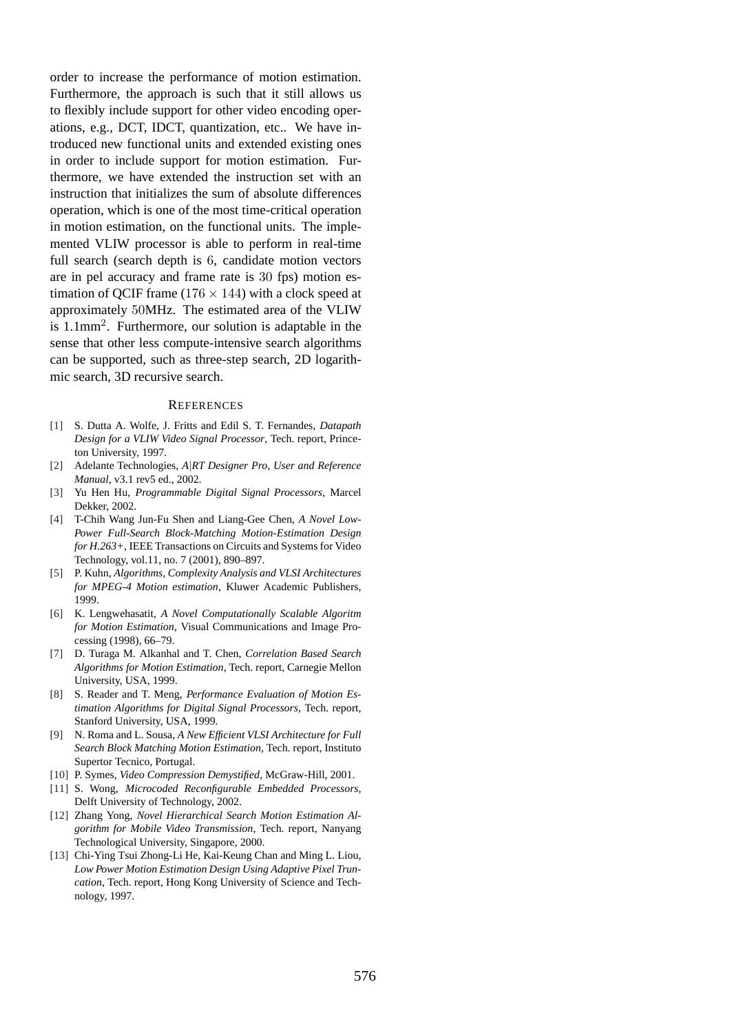order to increase the performance of motion estimation. Furthermore, the approach is such that it still allows us to flexibly include support for other video encoding operations, e.g., DCT, IDCT, quantization, etc.. We have introduced new functional units and extended existing ones in order to include support for motion estimation. Furthermore, we have extended the instruction set with an instruction that initializes the sum of absolute differences operation, which is one of the most time-critical operation in motion estimation, on the functional units. The implemented VLIW processor is able to perform in real-time full search (search depth is $6$, candidate motion vectors are in pel accuracy and frame rate is $30$ fps) motion estimation of QCIF frame ($176 \times 144$) with a clock speed at approximately $50$MHz. The estimated area of the VLIW is 1.1mm$^2$. Furthermore, our solution is adaptable in the sense that other less compute-intensive search algorithms can be supported, such as three-step search, 2D logarithmic search, 3D recursive search.

## References

[1] S. Dutta A. Wolfe, J. Fritts and Edil S. T. Fernandes, *Datapath Design for a VLIW Video Signal Processor*, Tech. report, Princeton University, 1997.

[2] Adelante Technologies, *A|RT Designer Pro, User and Reference Manual*, v3.1 rev5 ed., 2002.

[3] Yu Hen Hu, *Programmable Digital Signal Processors*, Marcel Dekker, 2002.

[4] T-Chih Wang Jun-Fu Shen and Liang-Gee Chen, *A Novel Low-Power Full-Search Block-Matching Motion-Estimation Design for H.263+*, IEEE Transactions on Circuits and Systems for Video Technology, vol.11, no. 7 (2001), 890–897.

[5] P. Kuhn, *Algorithms, Complexity Analysis and VLSI Architectures for MPEG-4 Motion estimation*, Kluwer Academic Publishers, 1999.

[6] K. Lengwehasatit, *A Novel Computationally Scalable Algoritm for Motion Estimation*, Visual Communications and Image Processing (1998), 66–79.

[7] D. Turaga M. Alkanhal and T. Chen, *Correlation Based Search Algorithms for Motion Estimation*, Tech. report, Carnegie Mellon University, USA, 1999.

[8] S. Reader and T. Meng, *Performance Evaluation of Motion Estimation Algorithms for Digital Signal Processors*, Tech. report, Stanford University, USA, 1999.

[9] N. Roma and L. Sousa, *A New Efficient VLSI Architecture for Full Search Block Matching Motion Estimation*, Tech. report, Instituto Supertor Tecnico, Portugal.

[10] P. Symes, *Video Compression Demystified*, McGraw-Hill, 2001.

[11] S. Wong, *Microcoded Reconfigurable Embedded Processors*, Delft University of Technology, 2002.

[12] Zhang Yong, *Novel Hierarchical Search Motion Estimation Algorithm for Mobile Video Transmission*, Tech. report, Nanyang Technological University, Singapore, 2000.

[13] Chi-Ying Tsui Zhong-Li He, Kai-Keung Chan and Ming L. Liou, *Low Power Motion Estimation Design Using Adaptive Pixel Truncation*, Tech. report, Hong Kong University of Science and Technology, 1997.